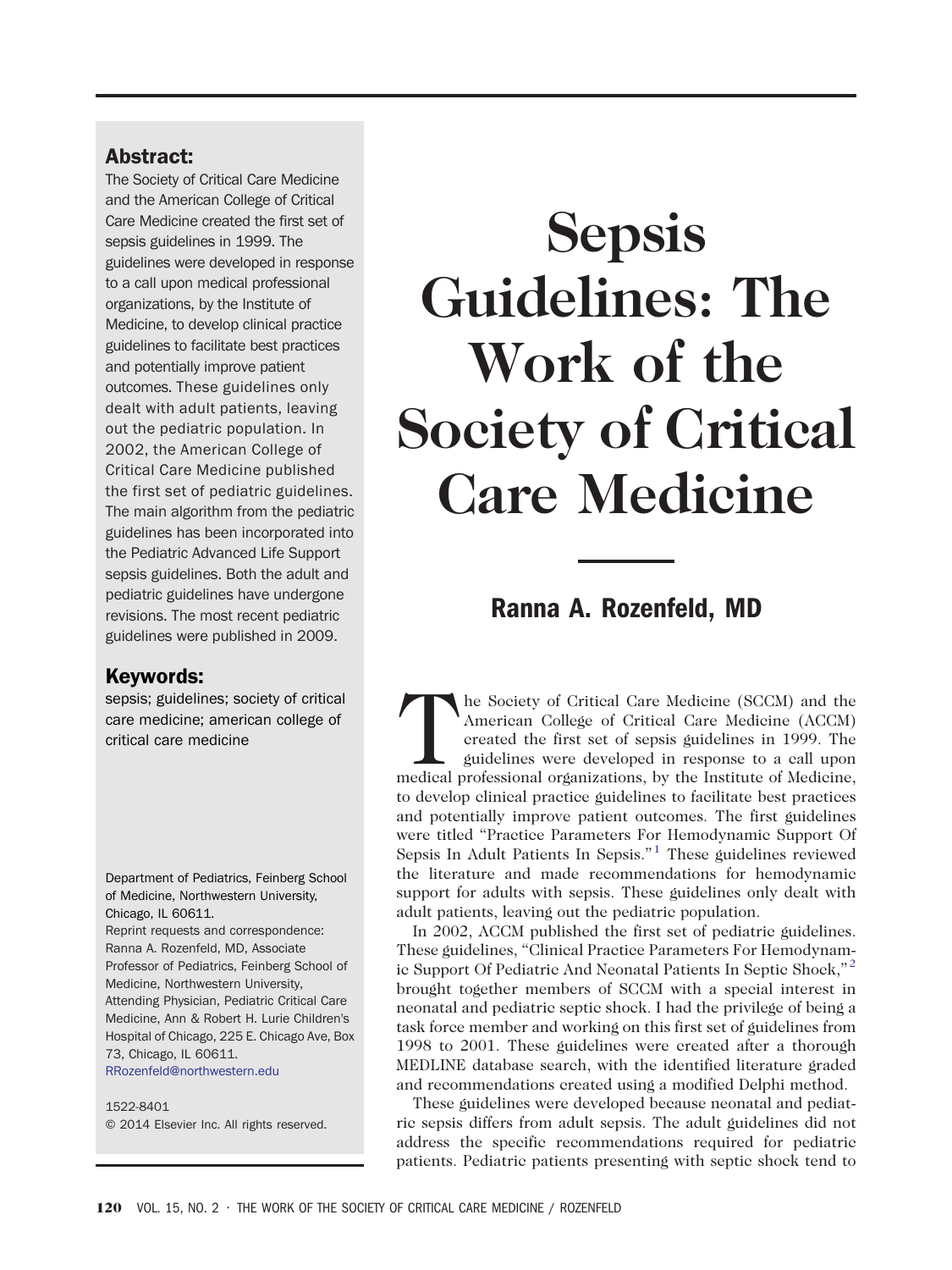# Sepsis Guidelines: The Work of the Society of Critical Care Medicine

## Ranna A. Rozenfeld, MD

## Abstract:

The Society of Critical Care Medicine and the American College of Critical Care Medicine created the first set of sepsis guidelines in 1999. The guidelines were developed in response to a call upon medical professional organizations, by the Institute of Medicine, to develop clinical practice guidelines to facilitate best practices and potentially improve patient outcomes. These guidelines only dealt with adult patients, leaving out the pediatric population. In 2002, the American College of Critical Care Medicine published the first set of pediatric guidelines. The main algorithm from the pediatric guidelines has been incorporated into the Pediatric Advanced Life Support sepsis guidelines. Both the adult and pediatric guidelines have undergone revisions. The most recent pediatric guidelines were published in 2009.

## Keywords:

sepsis; guidelines; society of critical care medicine; american college of critical care medicine

Department of Pediatrics, Feinberg School of Medicine, Northwestern University, Chicago, IL 60611.

Reprint requests and correspondence: Ranna A. Rozenfeld, MD, Associate Professor of Pediatrics, Feinberg School of Medicine, Northwestern University, Attending Physician, Pediatric Critical Care Medicine, Ann & Robert H. Lurie Children's Hospital of Chicago, 225 E. Chicago Ave, Box 73, Chicago, IL 60611.
RRozenfeld@northwestern.edu

1522-8401
© 2014 Elsevier Inc. All rights reserved.

The Society of Critical Care Medicine (SCCM) and the American College of Critical Care Medicine (ACCM) created the first set of sepsis guidelines in 1999. The guidelines were developed in response to a call upon medical professional organizations, by the Institute of Medicine, to develop clinical practice guidelines to facilitate best practices and potentially improve patient outcomes. The first guidelines were titled "Practice Parameters For Hemodynamic Support Of Sepsis In Adult Patients In Sepsis."[1] These guidelines reviewed the literature and made recommendations for hemodynamic support for adults with sepsis. These guidelines only dealt with adult patients, leaving out the pediatric population.

In 2002, ACCM published the first set of pediatric guidelines. These guidelines, "Clinical Practice Parameters For Hemodynamic Support Of Pediatric And Neonatal Patients In Septic Shock,"[2] brought together members of SCCM with a special interest in neonatal and pediatric septic shock. I had the privilege of being a task force member and working on this first set of guidelines from 1998 to 2001. These guidelines were created after a thorough MEDLINE database search, with the identified literature graded and recommendations created using a modified Delphi method.

These guidelines were developed because neonatal and pediatric sepsis differs from adult sepsis. The adult guidelines did not address the specific recommendations required for pediatric patients. Pediatric patients presenting with septic shock tend to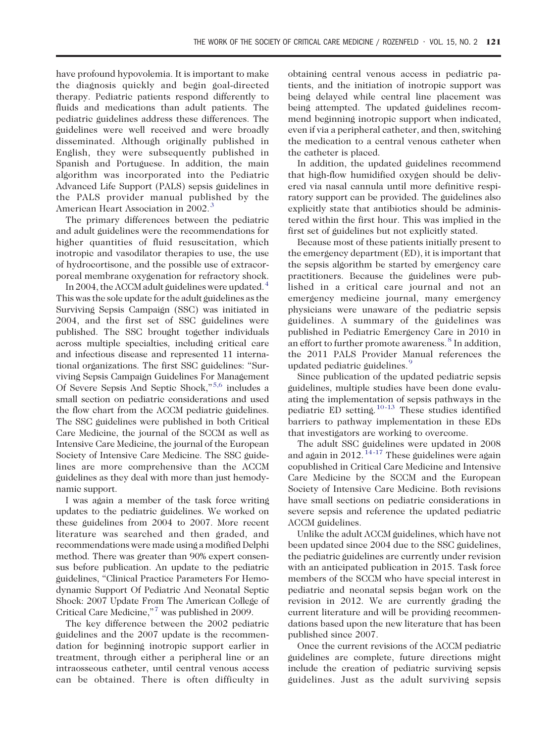have profound hypovolemia. It is important to make the diagnosis quickly and begin goal-directed therapy. Pediatric patients respond differently to fluids and medications than adult patients. The pediatric guidelines address these differences. The guidelines were well received and were broadly disseminated. Although originally published in English, they were subsequently published in Spanish and Portuguese. In addition, the main algorithm was incorporated into the Pediatric Advanced Life Support (PALS) sepsis guidelines in the PALS provider manual published by the American Heart Association in 2002.[3]

The primary differences between the pediatric and adult guidelines were the recommendations for higher quantities of fluid resuscitation, which inotropic and vasodilator therapies to use, the use of hydrocortisone, and the possible use of extracorporeal membrane oxygenation for refractory shock.

In 2004, the ACCM adult guidelines were updated.[4] This was the sole update for the adult guidelines as the Surviving Sepsis Campaign (SSC) was initiated in 2004, and the first set of SSC guidelines were published. The SSC brought together individuals across multiple specialties, including critical care and infectious disease and represented 11 international organizations. The first SSC guidelines: "Surviving Sepsis Campaign Guidelines For Management Of Severe Sepsis And Septic Shock,"[5,6] includes a small section on pediatric considerations and used the flow chart from the ACCM pediatric guidelines. The SSC guidelines were published in both Critical Care Medicine, the journal of the SCCM as well as Intensive Care Medicine, the journal of the European Society of Intensive Care Medicine. The SSC guidelines are more comprehensive than the ACCM guidelines as they deal with more than just hemodynamic support.

I was again a member of the task force writing updates to the pediatric guidelines. We worked on these guidelines from 2004 to 2007. More recent literature was searched and then graded, and recommendations were made using a modified Delphi method. There was greater than 90% expert consensus before publication. An update to the pediatric guidelines, "Clinical Practice Parameters For Hemodynamic Support Of Pediatric And Neonatal Septic Shock: 2007 Update From The American College of Critical Care Medicine,"[7] was published in 2009.

The key difference between the 2002 pediatric guidelines and the 2007 update is the recommendation for beginning inotropic support earlier in treatment, through either a peripheral line or an intraosseous catheter, until central venous access can be obtained. There is often difficulty in obtaining central venous access in pediatric patients, and the initiation of inotropic support was being delayed while central line placement was being attempted. The updated guidelines recommend beginning inotropic support when indicated, even if via a peripheral catheter, and then, switching the medication to a central venous catheter when the catheter is placed.

In addition, the updated guidelines recommend that high-flow humidified oxygen should be delivered via nasal cannula until more definitive respiratory support can be provided. The guidelines also explicitly state that antibiotics should be administered within the first hour. This was implied in the first set of guidelines but not explicitly stated.

Because most of these patients initially present to the emergency department (ED), it is important that the sepsis algorithm be started by emergency care practitioners. Because the guidelines were published in a critical care journal and not an emergency medicine journal, many emergency physicians were unaware of the pediatric sepsis guidelines. A summary of the guidelines was published in Pediatric Emergency Care in 2010 in an effort to further promote awareness.[8] In addition, the 2011 PALS Provider Manual references the updated pediatric guidelines.[9]

Since publication of the updated pediatric sepsis guidelines, multiple studies have been done evaluating the implementation of sepsis pathways in the pediatric ED setting.[10-13] These studies identified barriers to pathway implementation in these EDs that investigators are working to overcome.

The adult SSC guidelines were updated in 2008 and again in 2012.[14-17] These guidelines were again copublished in Critical Care Medicine and Intensive Care Medicine by the SCCM and the European Society of Intensive Care Medicine. Both revisions have small sections on pediatric considerations in severe sepsis and reference the updated pediatric ACCM guidelines.

Unlike the adult ACCM guidelines, which have not been updated since 2004 due to the SSC guidelines, the pediatric guidelines are currently under revision with an anticipated publication in 2015. Task force members of the SCCM who have special interest in pediatric and neonatal sepsis began work on the revision in 2012. We are currently grading the current literature and will be providing recommendations based upon the new literature that has been published since 2007.

Once the current revisions of the ACCM pediatric guidelines are complete, future directions might include the creation of pediatric surviving sepsis guidelines. Just as the adult surviving sepsis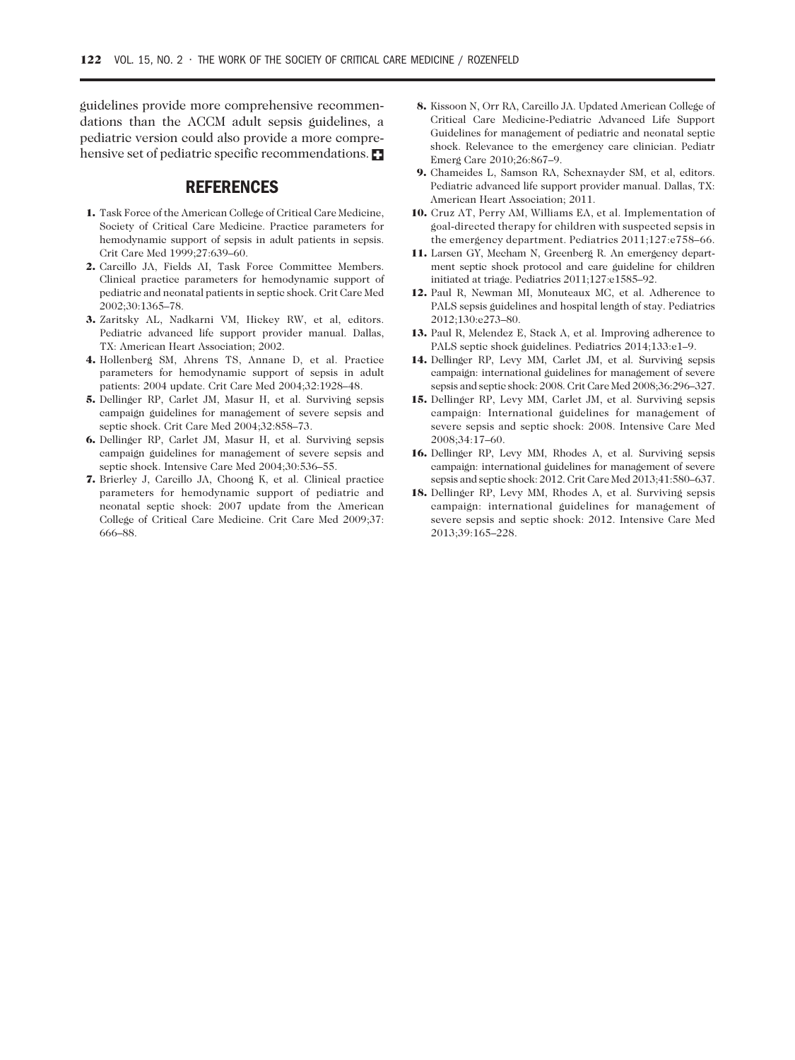guidelines provide more comprehensive recommendations than the ACCM adult sepsis guidelines, a pediatric version could also provide a more comprehensive set of pediatric specific recommendations.

## REFERENCES

1. Task Force of the American College of Critical Care Medicine, Society of Critical Care Medicine. Practice parameters for hemodynamic support of sepsis in adult patients in sepsis. Crit Care Med 1999;27:639–60.
2. Carcillo JA, Fields AI, Task Force Committee Members. Clinical practice parameters for hemodynamic support of pediatric and neonatal patients in septic shock. Crit Care Med 2002;30:1365–78.
3. Zaritsky AL, Nadkarni VM, Hickey RW, et al, editors. Pediatric advanced life support provider manual. Dallas, TX: American Heart Association; 2002.
4. Hollenberg SM, Ahrens TS, Annane D, et al. Practice parameters for hemodynamic support of sepsis in adult patients: 2004 update. Crit Care Med 2004;32:1928–48.
5. Dellinger RP, Carlet JM, Masur H, et al. Surviving sepsis campaign guidelines for management of severe sepsis and septic shock. Crit Care Med 2004;32:858–73.
6. Dellinger RP, Carlet JM, Masur H, et al. Surviving sepsis campaign guidelines for management of severe sepsis and septic shock. Intensive Care Med 2004;30:536–55.
7. Brierley J, Carcillo JA, Choong K, et al. Clinical practice parameters for hemodynamic support of pediatric and neonatal septic shock: 2007 update from the American College of Critical Care Medicine. Crit Care Med 2009;37: 666–88.
8. Kissoon N, Orr RA, Carcillo JA. Updated American College of Critical Care Medicine-Pediatric Advanced Life Support Guidelines for management of pediatric and neonatal septic shock. Relevance to the emergency care clinician. Pediatr Emerg Care 2010;26:867–9.
9. Chameides L, Samson RA, Schexnayder SM, et al, editors. Pediatric advanced life support provider manual. Dallas, TX: American Heart Association; 2011.
10. Cruz AT, Perry AM, Williams EA, et al. Implementation of goal-directed therapy for children with suspected sepsis in the emergency department. Pediatrics 2011;127:e758–66.
11. Larsen GY, Mecham N, Greenberg R. An emergency department septic shock protocol and care guideline for children initiated at triage. Pediatrics 2011;127:e1585–92.
12. Paul R, Newman MI, Monuteaux MC, et al. Adherence to PALS sepsis guidelines and hospital length of stay. Pediatrics 2012;130:e273–80.
13. Paul R, Melendez E, Stack A, et al. Improving adherence to PALS septic shock guidelines. Pediatrics 2014;133:e1–9.
14. Dellinger RP, Levy MM, Carlet JM, et al. Surviving sepsis campaign: international guidelines for management of severe sepsis and septic shock: 2008. Crit Care Med 2008;36:296–327.
15. Dellinger RP, Levy MM, Carlet JM, et al. Surviving sepsis campaign: International guidelines for management of severe sepsis and septic shock: 2008. Intensive Care Med 2008;34:17–60.
16. Dellinger RP, Levy MM, Rhodes A, et al. Surviving sepsis campaign: international guidelines for management of severe sepsis and septic shock: 2012. Crit Care Med 2013;41:580–637.
18. Dellinger RP, Levy MM, Rhodes A, et al. Surviving sepsis campaign: international guidelines for management of severe sepsis and septic shock: 2012. Intensive Care Med 2013;39:165–228.